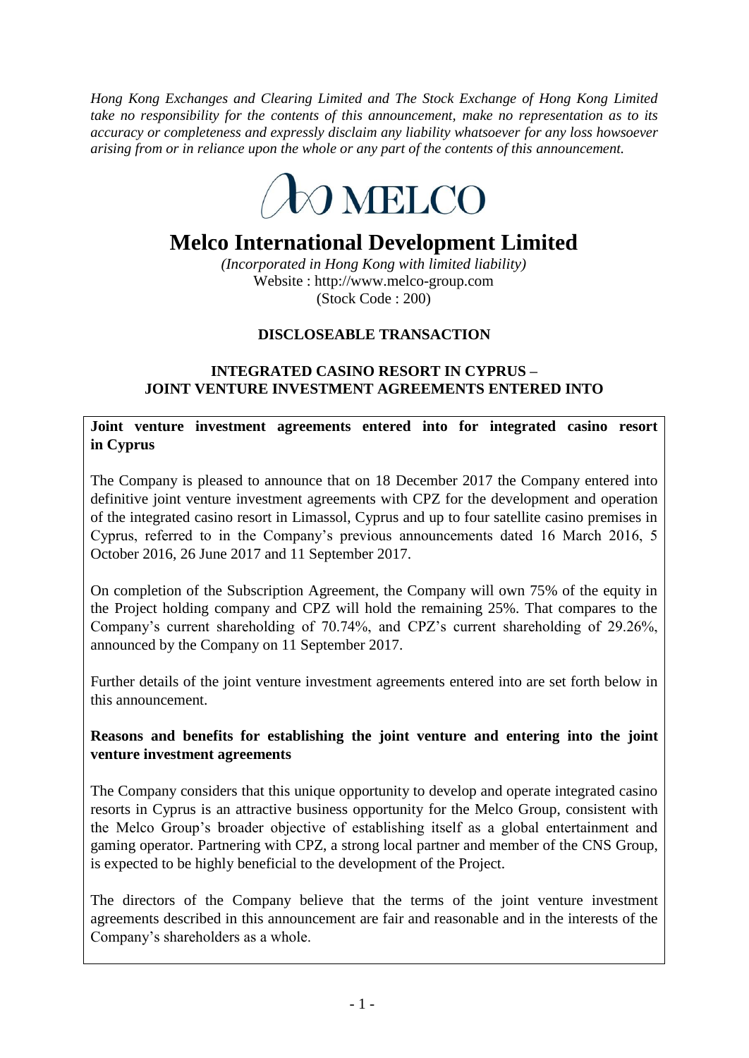*Hong Kong Exchanges and Clearing Limited and The Stock Exchange of Hong Kong Limited take no responsibility for the contents of this announcement, make no representation as to its accuracy or completeness and expressly disclaim any liability whatsoever for any loss howsoever arising from or in reliance upon the whole or any part of the contents of this announcement.*

MELCO

# Melco International Development Limited

*(Incorporated in Hong Kong with limited liability)*
Website : http://www.melco-group.com
(Stock Code : 200)

## DISCLOSEABLE TRANSACTION

## INTEGRATED CASINO RESORT IN CYPRUS – JOINT VENTURE INVESTMENT AGREEMENTS ENTERED INTO

**Joint venture investment agreements entered into for integrated casino resort in Cyprus**

The Company is pleased to announce that on 18 December 2017 the Company entered into definitive joint venture investment agreements with CPZ for the development and operation of the integrated casino resort in Limassol, Cyprus and up to four satellite casino premises in Cyprus, referred to in the Company's previous announcements dated 16 March 2016, 5 October 2016, 26 June 2017 and 11 September 2017.

On completion of the Subscription Agreement, the Company will own 75% of the equity in the Project holding company and CPZ will hold the remaining 25%. That compares to the Company's current shareholding of 70.74%, and CPZ's current shareholding of 29.26%, announced by the Company on 11 September 2017.

Further details of the joint venture investment agreements entered into are set forth below in this announcement.

**Reasons and benefits for establishing the joint venture and entering into the joint venture investment agreements**

The Company considers that this unique opportunity to develop and operate integrated casino resorts in Cyprus is an attractive business opportunity for the Melco Group, consistent with the Melco Group's broader objective of establishing itself as a global entertainment and gaming operator. Partnering with CPZ, a strong local partner and member of the CNS Group, is expected to be highly beneficial to the development of the Project.

The directors of the Company believe that the terms of the joint venture investment agreements described in this announcement are fair and reasonable and in the interests of the Company's shareholders as a whole.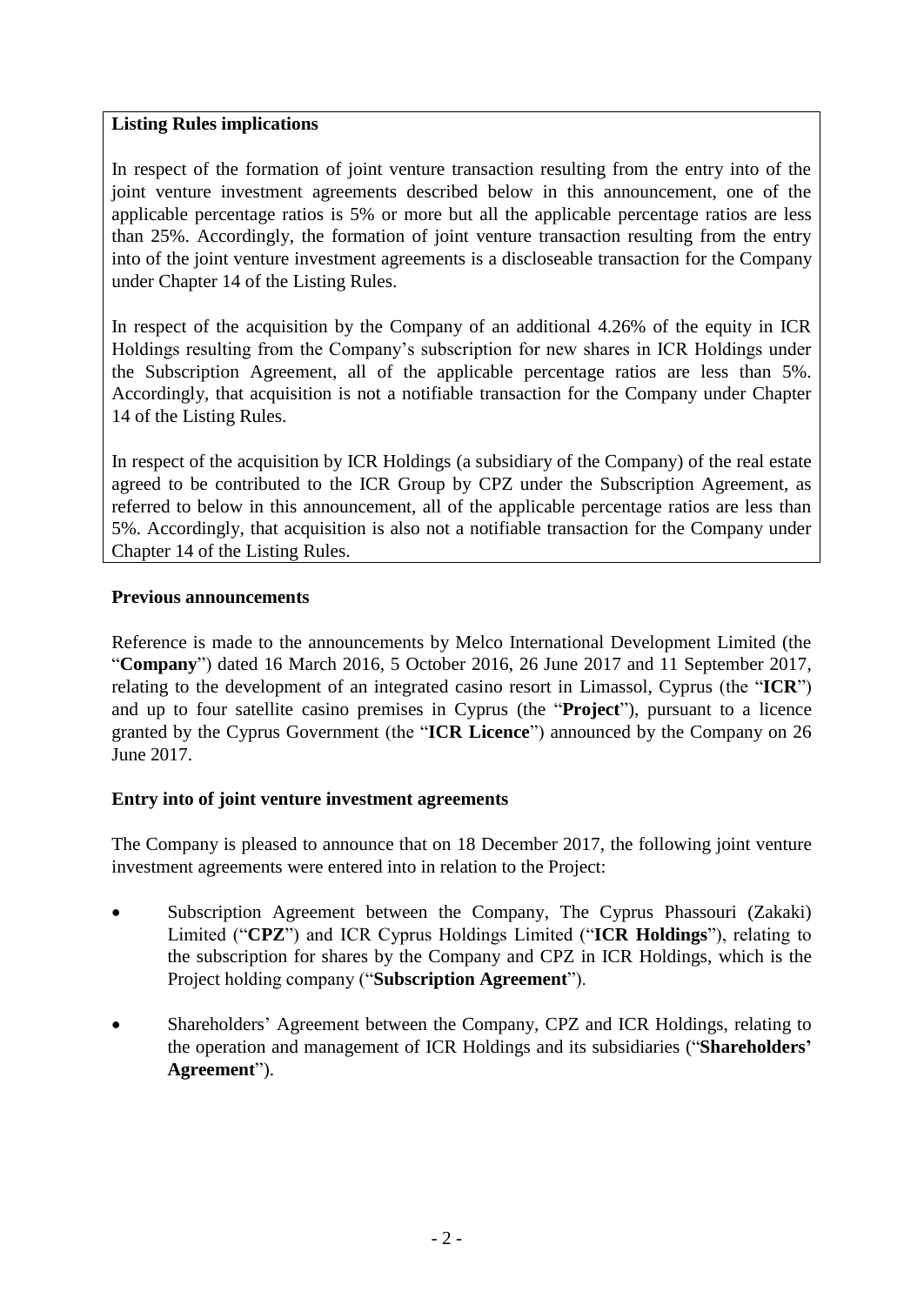**Listing Rules implications**

In respect of the formation of joint venture transaction resulting from the entry into of the joint venture investment agreements described below in this announcement, one of the applicable percentage ratios is 5% or more but all the applicable percentage ratios are less than 25%. Accordingly, the formation of joint venture transaction resulting from the entry into of the joint venture investment agreements is a discloseable transaction for the Company under Chapter 14 of the Listing Rules.

In respect of the acquisition by the Company of an additional 4.26% of the equity in ICR Holdings resulting from the Company's subscription for new shares in ICR Holdings under the Subscription Agreement, all of the applicable percentage ratios are less than 5%. Accordingly, that acquisition is not a notifiable transaction for the Company under Chapter 14 of the Listing Rules.

In respect of the acquisition by ICR Holdings (a subsidiary of the Company) of the real estate agreed to be contributed to the ICR Group by CPZ under the Subscription Agreement, as referred to below in this announcement, all of the applicable percentage ratios are less than 5%. Accordingly, that acquisition is also not a notifiable transaction for the Company under Chapter 14 of the Listing Rules.

**Previous announcements**

Reference is made to the announcements by Melco International Development Limited (the "**Company**") dated 16 March 2016, 5 October 2016, 26 June 2017 and 11 September 2017, relating to the development of an integrated casino resort in Limassol, Cyprus (the "**ICR**") and up to four satellite casino premises in Cyprus (the "**Project**"), pursuant to a licence granted by the Cyprus Government (the "**ICR Licence**") announced by the Company on 26 June 2017.

**Entry into of joint venture investment agreements**

The Company is pleased to announce that on 18 December 2017, the following joint venture investment agreements were entered into in relation to the Project:

- Subscription Agreement between the Company, The Cyprus Phassouri (Zakaki) Limited ("**CPZ**") and ICR Cyprus Holdings Limited ("**ICR Holdings**"), relating to the subscription for shares by the Company and CPZ in ICR Holdings, which is the Project holding company ("**Subscription Agreement**").
- Shareholders' Agreement between the Company, CPZ and ICR Holdings, relating to the operation and management of ICR Holdings and its subsidiaries ("**Shareholders' Agreement**").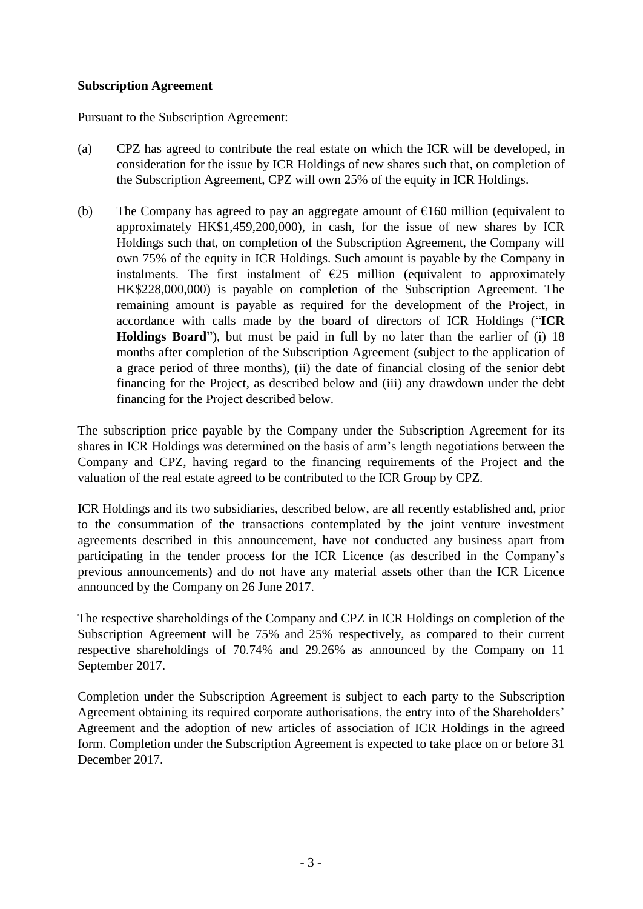**Subscription Agreement**

Pursuant to the Subscription Agreement:

(a) CPZ has agreed to contribute the real estate on which the ICR will be developed, in consideration for the issue by ICR Holdings of new shares such that, on completion of the Subscription Agreement, CPZ will own 25% of the equity in ICR Holdings.

(b) The Company has agreed to pay an aggregate amount of €160 million (equivalent to approximately HK$1,459,200,000), in cash, for the issue of new shares by ICR Holdings such that, on completion of the Subscription Agreement, the Company will own 75% of the equity in ICR Holdings. Such amount is payable by the Company in instalments. The first instalment of €25 million (equivalent to approximately HK$228,000,000) is payable on completion of the Subscription Agreement. The remaining amount is payable as required for the development of the Project, in accordance with calls made by the board of directors of ICR Holdings ("**ICR Holdings Board**"), but must be paid in full by no later than the earlier of (i) 18 months after completion of the Subscription Agreement (subject to the application of a grace period of three months), (ii) the date of financial closing of the senior debt financing for the Project, as described below and (iii) any drawdown under the debt financing for the Project described below.

The subscription price payable by the Company under the Subscription Agreement for its shares in ICR Holdings was determined on the basis of arm's length negotiations between the Company and CPZ, having regard to the financing requirements of the Project and the valuation of the real estate agreed to be contributed to the ICR Group by CPZ.

ICR Holdings and its two subsidiaries, described below, are all recently established and, prior to the consummation of the transactions contemplated by the joint venture investment agreements described in this announcement, have not conducted any business apart from participating in the tender process for the ICR Licence (as described in the Company's previous announcements) and do not have any material assets other than the ICR Licence announced by the Company on 26 June 2017.

The respective shareholdings of the Company and CPZ in ICR Holdings on completion of the Subscription Agreement will be 75% and 25% respectively, as compared to their current respective shareholdings of 70.74% and 29.26% as announced by the Company on 11 September 2017.

Completion under the Subscription Agreement is subject to each party to the Subscription Agreement obtaining its required corporate authorisations, the entry into of the Shareholders' Agreement and the adoption of new articles of association of ICR Holdings in the agreed form. Completion under the Subscription Agreement is expected to take place on or before 31 December 2017.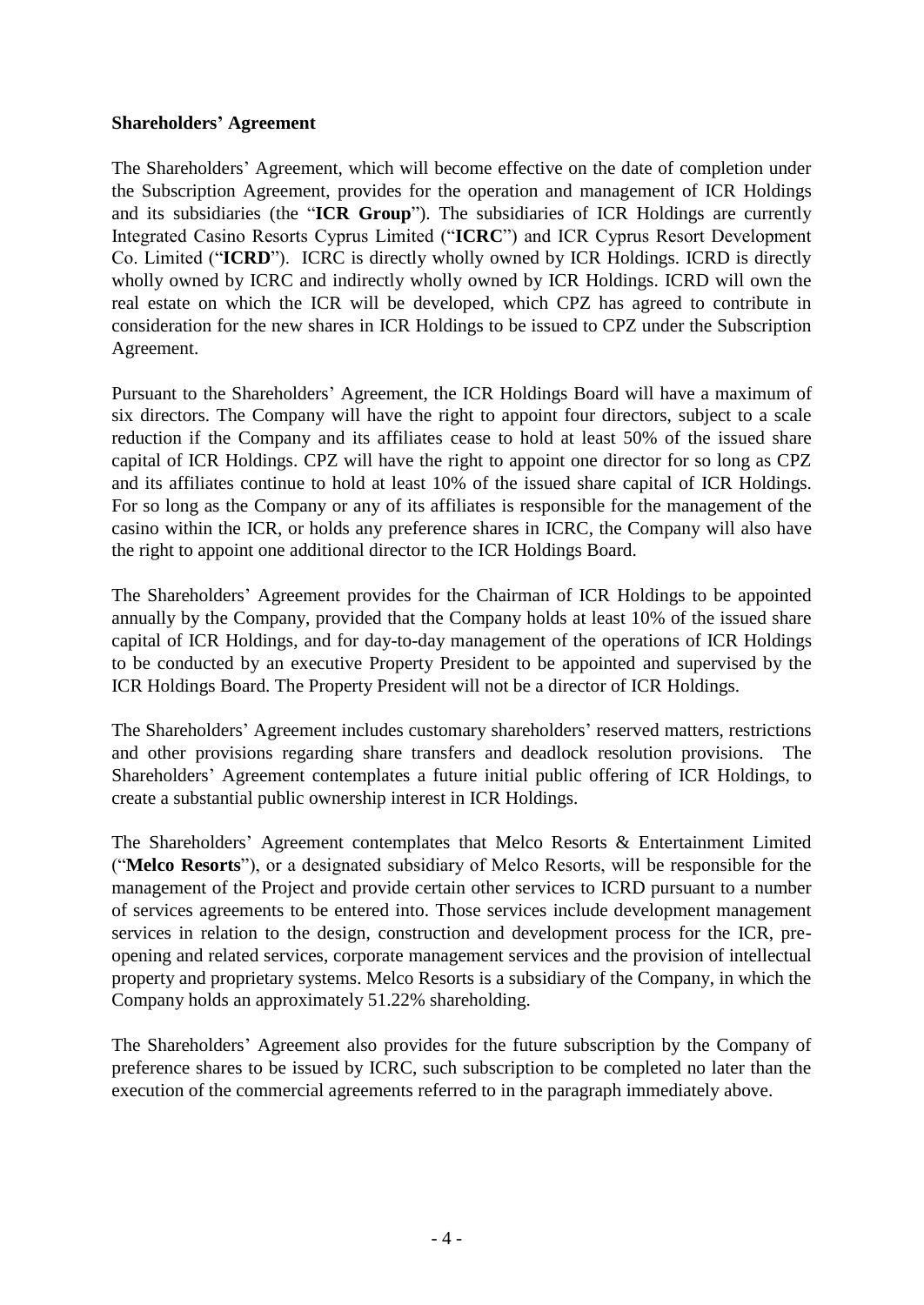**Shareholders' Agreement**

The Shareholders' Agreement, which will become effective on the date of completion under the Subscription Agreement, provides for the operation and management of ICR Holdings and its subsidiaries (the "**ICR Group**"). The subsidiaries of ICR Holdings are currently Integrated Casino Resorts Cyprus Limited ("**ICRC**") and ICR Cyprus Resort Development Co. Limited ("**ICRD**"). ICRC is directly wholly owned by ICR Holdings. ICRD is directly wholly owned by ICRC and indirectly wholly owned by ICR Holdings. ICRD will own the real estate on which the ICR will be developed, which CPZ has agreed to contribute in consideration for the new shares in ICR Holdings to be issued to CPZ under the Subscription Agreement.

Pursuant to the Shareholders' Agreement, the ICR Holdings Board will have a maximum of six directors. The Company will have the right to appoint four directors, subject to a scale reduction if the Company and its affiliates cease to hold at least 50% of the issued share capital of ICR Holdings. CPZ will have the right to appoint one director for so long as CPZ and its affiliates continue to hold at least 10% of the issued share capital of ICR Holdings. For so long as the Company or any of its affiliates is responsible for the management of the casino within the ICR, or holds any preference shares in ICRC, the Company will also have the right to appoint one additional director to the ICR Holdings Board.

The Shareholders' Agreement provides for the Chairman of ICR Holdings to be appointed annually by the Company, provided that the Company holds at least 10% of the issued share capital of ICR Holdings, and for day-to-day management of the operations of ICR Holdings to be conducted by an executive Property President to be appointed and supervised by the ICR Holdings Board. The Property President will not be a director of ICR Holdings.

The Shareholders' Agreement includes customary shareholders' reserved matters, restrictions and other provisions regarding share transfers and deadlock resolution provisions. The Shareholders' Agreement contemplates a future initial public offering of ICR Holdings, to create a substantial public ownership interest in ICR Holdings.

The Shareholders' Agreement contemplates that Melco Resorts & Entertainment Limited ("**Melco Resorts**"), or a designated subsidiary of Melco Resorts, will be responsible for the management of the Project and provide certain other services to ICRD pursuant to a number of services agreements to be entered into. Those services include development management services in relation to the design, construction and development process for the ICR, pre-opening and related services, corporate management services and the provision of intellectual property and proprietary systems. Melco Resorts is a subsidiary of the Company, in which the Company holds an approximately 51.22% shareholding.

The Shareholders' Agreement also provides for the future subscription by the Company of preference shares to be issued by ICRC, such subscription to be completed no later than the execution of the commercial agreements referred to in the paragraph immediately above.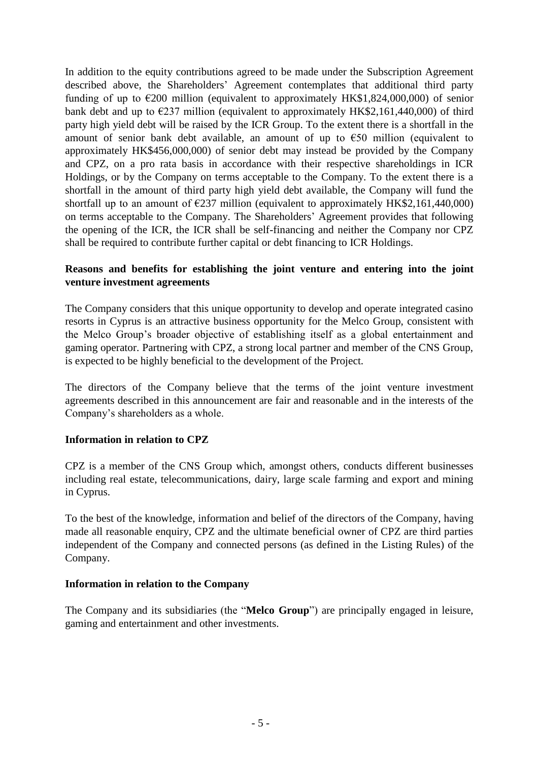In addition to the equity contributions agreed to be made under the Subscription Agreement described above, the Shareholders' Agreement contemplates that additional third party funding of up to €200 million (equivalent to approximately HK$1,824,000,000) of senior bank debt and up to €237 million (equivalent to approximately HK$2,161,440,000) of third party high yield debt will be raised by the ICR Group. To the extent there is a shortfall in the amount of senior bank debt available, an amount of up to €50 million (equivalent to approximately HK$456,000,000) of senior debt may instead be provided by the Company and CPZ, on a pro rata basis in accordance with their respective shareholdings in ICR Holdings, or by the Company on terms acceptable to the Company. To the extent there is a shortfall in the amount of third party high yield debt available, the Company will fund the shortfall up to an amount of €237 million (equivalent to approximately HK$2,161,440,000) on terms acceptable to the Company. The Shareholders' Agreement provides that following the opening of the ICR, the ICR shall be self-financing and neither the Company nor CPZ shall be required to contribute further capital or debt financing to ICR Holdings.

**Reasons and benefits for establishing the joint venture and entering into the joint venture investment agreements**

The Company considers that this unique opportunity to develop and operate integrated casino resorts in Cyprus is an attractive business opportunity for the Melco Group, consistent with the Melco Group's broader objective of establishing itself as a global entertainment and gaming operator. Partnering with CPZ, a strong local partner and member of the CNS Group, is expected to be highly beneficial to the development of the Project.

The directors of the Company believe that the terms of the joint venture investment agreements described in this announcement are fair and reasonable and in the interests of the Company's shareholders as a whole.

**Information in relation to CPZ**

CPZ is a member of the CNS Group which, amongst others, conducts different businesses including real estate, telecommunications, dairy, large scale farming and export and mining in Cyprus.

To the best of the knowledge, information and belief of the directors of the Company, having made all reasonable enquiry, CPZ and the ultimate beneficial owner of CPZ are third parties independent of the Company and connected persons (as defined in the Listing Rules) of the Company.

**Information in relation to the Company**

The Company and its subsidiaries (the "**Melco Group**") are principally engaged in leisure, gaming and entertainment and other investments.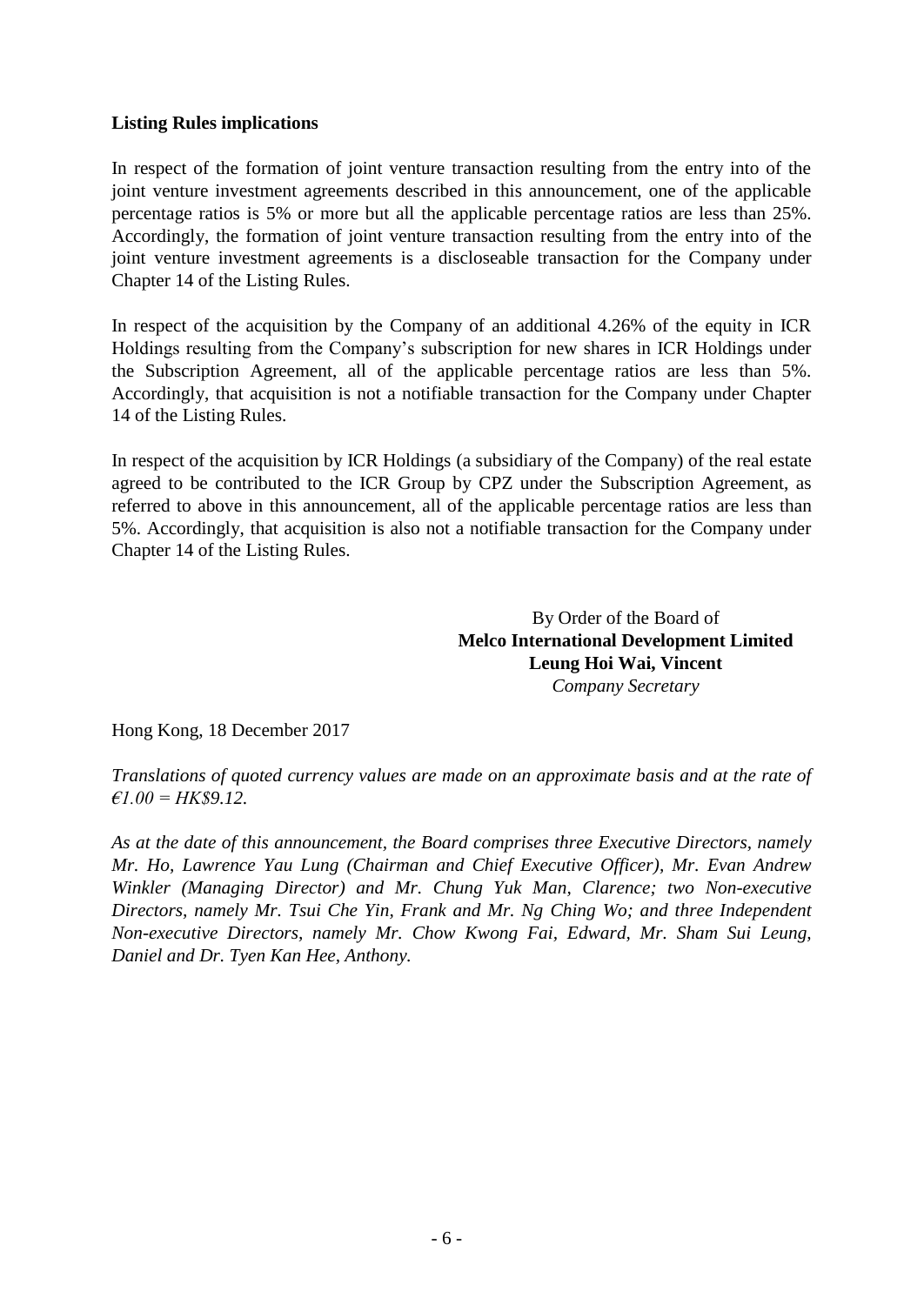**Listing Rules implications**

In respect of the formation of joint venture transaction resulting from the entry into of the joint venture investment agreements described in this announcement, one of the applicable percentage ratios is 5% or more but all the applicable percentage ratios are less than 25%. Accordingly, the formation of joint venture transaction resulting from the entry into of the joint venture investment agreements is a discloseable transaction for the Company under Chapter 14 of the Listing Rules.

In respect of the acquisition by the Company of an additional 4.26% of the equity in ICR Holdings resulting from the Company's subscription for new shares in ICR Holdings under the Subscription Agreement, all of the applicable percentage ratios are less than 5%. Accordingly, that acquisition is not a notifiable transaction for the Company under Chapter 14 of the Listing Rules.

In respect of the acquisition by ICR Holdings (a subsidiary of the Company) of the real estate agreed to be contributed to the ICR Group by CPZ under the Subscription Agreement, as referred to above in this announcement, all of the applicable percentage ratios are less than 5%. Accordingly, that acquisition is also not a notifiable transaction for the Company under Chapter 14 of the Listing Rules.

By Order of the Board of
**Melco International Development Limited**
**Leung Hoi Wai, Vincent**
*Company Secretary*

Hong Kong, 18 December 2017

*Translations of quoted currency values are made on an approximate basis and at the rate of €1.00 = HK$9.12.*

*As at the date of this announcement, the Board comprises three Executive Directors, namely Mr. Ho, Lawrence Yau Lung (Chairman and Chief Executive Officer), Mr. Evan Andrew Winkler (Managing Director) and Mr. Chung Yuk Man, Clarence; two Non-executive Directors, namely Mr. Tsui Che Yin, Frank and Mr. Ng Ching Wo; and three Independent Non-executive Directors, namely Mr. Chow Kwong Fai, Edward, Mr. Sham Sui Leung, Daniel and Dr. Tyen Kan Hee, Anthony.*